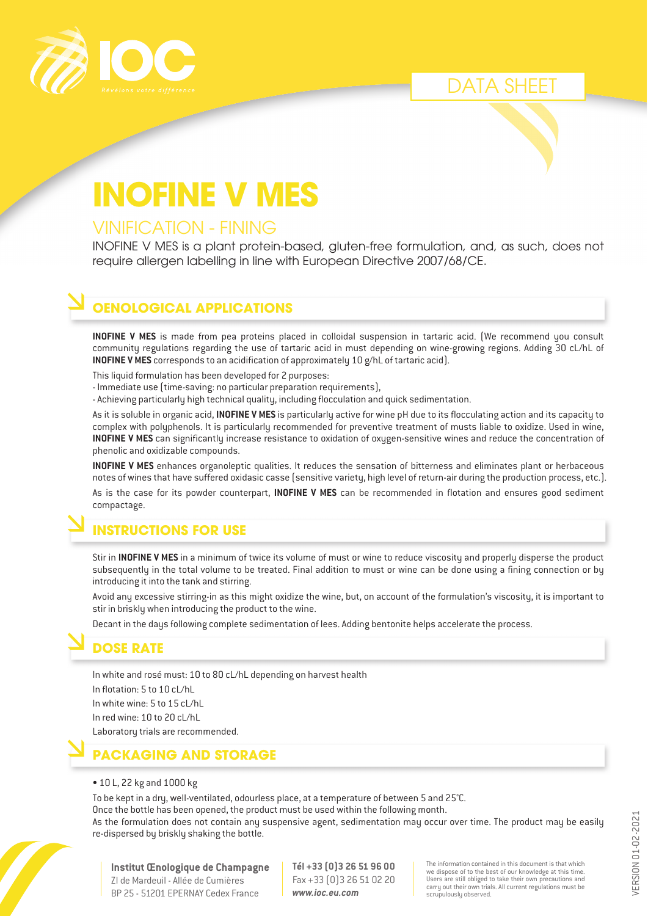DATA SHEET

# INOFINE V MES

## VINIFICATION - FINING

INOFINE V MES is a plant protein-based, gluten-free formulation, and, as such, does not require allergen labelling in line with European Directive 2007/68/CE.

## OENOLOGICAL APPLICATIONS

**INOFINE V MES** is made from pea proteins placed in colloidal suspension in tartaric acid. (We recommend you consult community regulations regarding the use of tartaric acid in must depending on wine-growing regions. Adding 30 cL/hL of **INOFINE V MES** corresponds to an acidification of approximately 10 g/hL of tartaric acid).

This liquid formulation has been developed for 2 purposes:
- Immediate use (time-saving: no particular preparation requirements),
- Achieving particularly high technical quality, including flocculation and quick sedimentation.

As it is soluble in organic acid, **INOFINE V MES** is particularly active for wine pH due to its flocculating action and its capacity to complex with polyphenols. It is particularly recommended for preventive treatment of musts liable to oxidize. Used in wine, **INOFINE V MES** can significantly increase resistance to oxidation of oxygen-sensitive wines and reduce the concentration of phenolic and oxidizable compounds.

**INOFINE V MES** enhances organoleptic qualities. It reduces the sensation of bitterness and eliminates plant or herbaceous notes of wines that have suffered oxidasic casse (sensitive variety, high level of return-air during the production process, etc.).

As is the case for its powder counterpart, **INOFINE V MES** can be recommended in flotation and ensures good sediment compactage.

## INSTRUCTIONS FOR USE

Stir in **INOFINE V MES** in a minimum of twice its volume of must or wine to reduce viscosity and properly disperse the product subsequently in the total volume to be treated. Final addition to must or wine can be done using a fining connection or by introducing it into the tank and stirring.

Avoid any excessive stirring-in as this might oxidize the wine, but, on account of the formulation's viscosity, it is important to stir in briskly when introducing the product to the wine.

Decant in the days following complete sedimentation of lees. Adding bentonite helps accelerate the process.

## DOSE RATE

In white and rosé must: 10 to 80 cL/hL depending on harvest health
In flotation: 5 to 10 cL/hL
In white wine: 5 to 15 cL/hL
In red wine: 10 to 20 cL/hL
Laboratory trials are recommended.

## PACKAGING AND STORAGE

- 10 L, 22 kg and 1000 kg

To be kept in a dry, well-ventilated, odourless place, at a temperature of between 5 and 25°C.
Once the bottle has been opened, the product must be used within the following month.
As the formulation does not contain any suspensive agent, sedimentation may occur over time. The product may be easily re-dispersed by briskly shaking the bottle.

**Institut Œnologique de Champagne**
ZI de Mardeuil - Allée de Cumières
BP 25 - 51201 EPERNAY Cedex France

**Tél +33 (0)3 26 51 96 00**
Fax +33 (0)3 26 51 02 20
***www.ioc.eu.com***

The information contained in this document is that which we dispose of to the best of our knowledge at this time. Users are still obliged to take their own precautions and carry out their own trials. All current regulations must be scrupulously observed.

VERSION 01-02-2021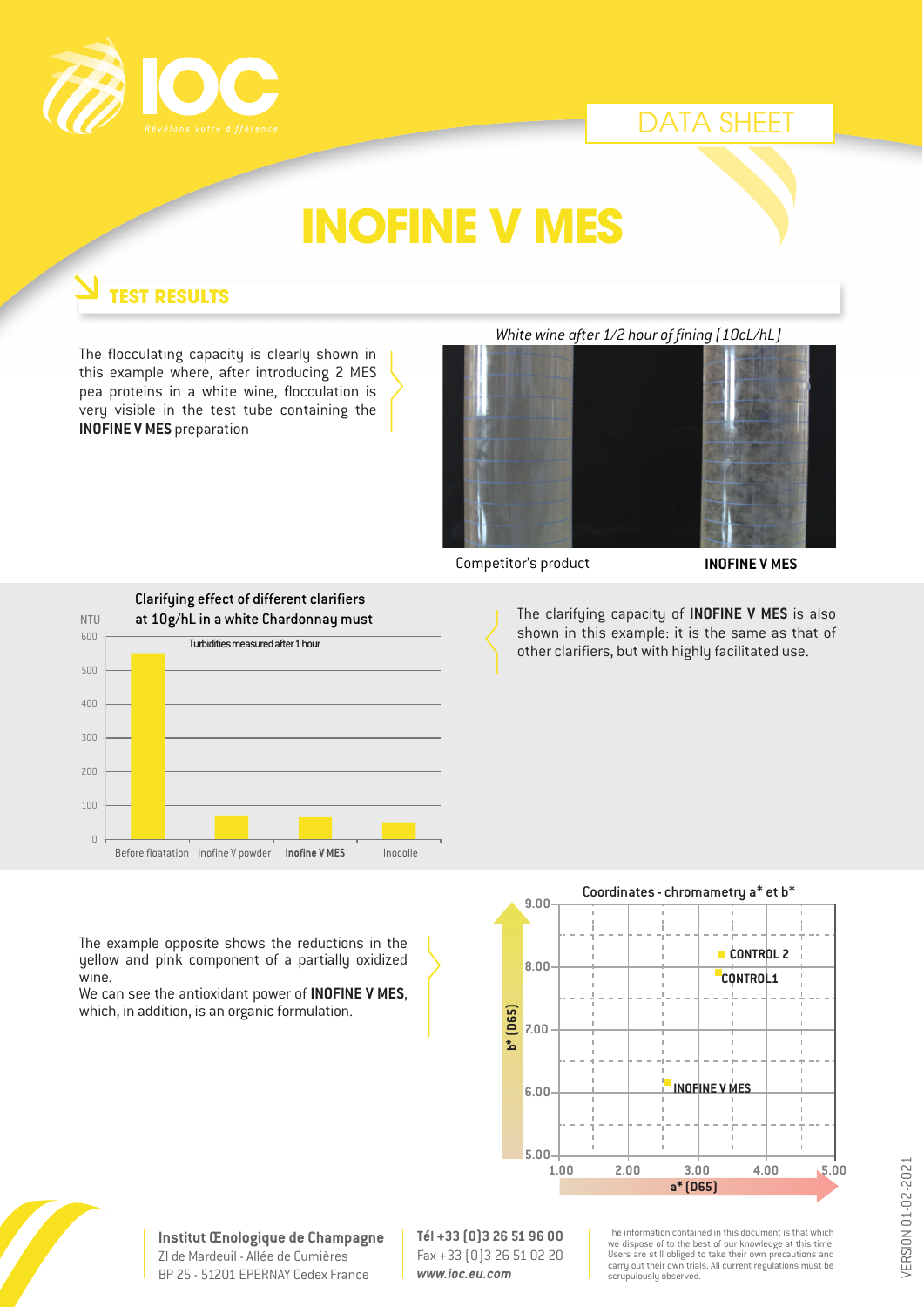DATA SHEET

# INOFINE V MES

## TEST RESULTS

The flocculating capacity is clearly shown in this example where, after introducing 2 MES pea proteins in a white wine, flocculation is very visible in the test tube containing the **INOFINE V MES** preparation

*White wine after 1/2 hour of fining (10cL/hL)*

Competitor's product

**INOFINE V MES**

Clarifying effect of different clarifiers at 10g/hL in a white Chardonnay must

NTU

Turbidities measured after 1 hour

600
500
400
300
200
100
0

Before floatation
Inofine V powder
**Inofine V MES**
Inocolle

The clarifying capacity of **INOFINE V MES** is also shown in this example: it is the same as that of other clarifiers, but with highly facilitated use.

The example opposite shows the reductions in the yellow and pink component of a partially oxidized wine.

We can see the antioxidant power of **INOFINE V MES**, which, in addition, is an organic formulation.

Coordinates - chromametry a* et b*

b* (D65)

9.00
8.00
7.00
6.00
5.00

1.00
2.00
3.00
4.00
5.00

a* (D65)

CONTROL 2

CONTROL1

INOFINE V MES

**Institut Œnologique de Champagne**
ZI de Mardeuil - Allée de Cumières
BP 25 - 51201 EPERNAY Cedex France

**Tél +33 (0)3 26 51 96 00**
Fax +33 (0)3 26 51 02 20
***www.ioc.eu.com***

The information contained in this document is that which we dispose of to the best of our knowledge at this time. Users are still obliged to take their own precautions and carry out their own trials. All current regulations must be scrupulously observed.

VERSION 01-02-2021